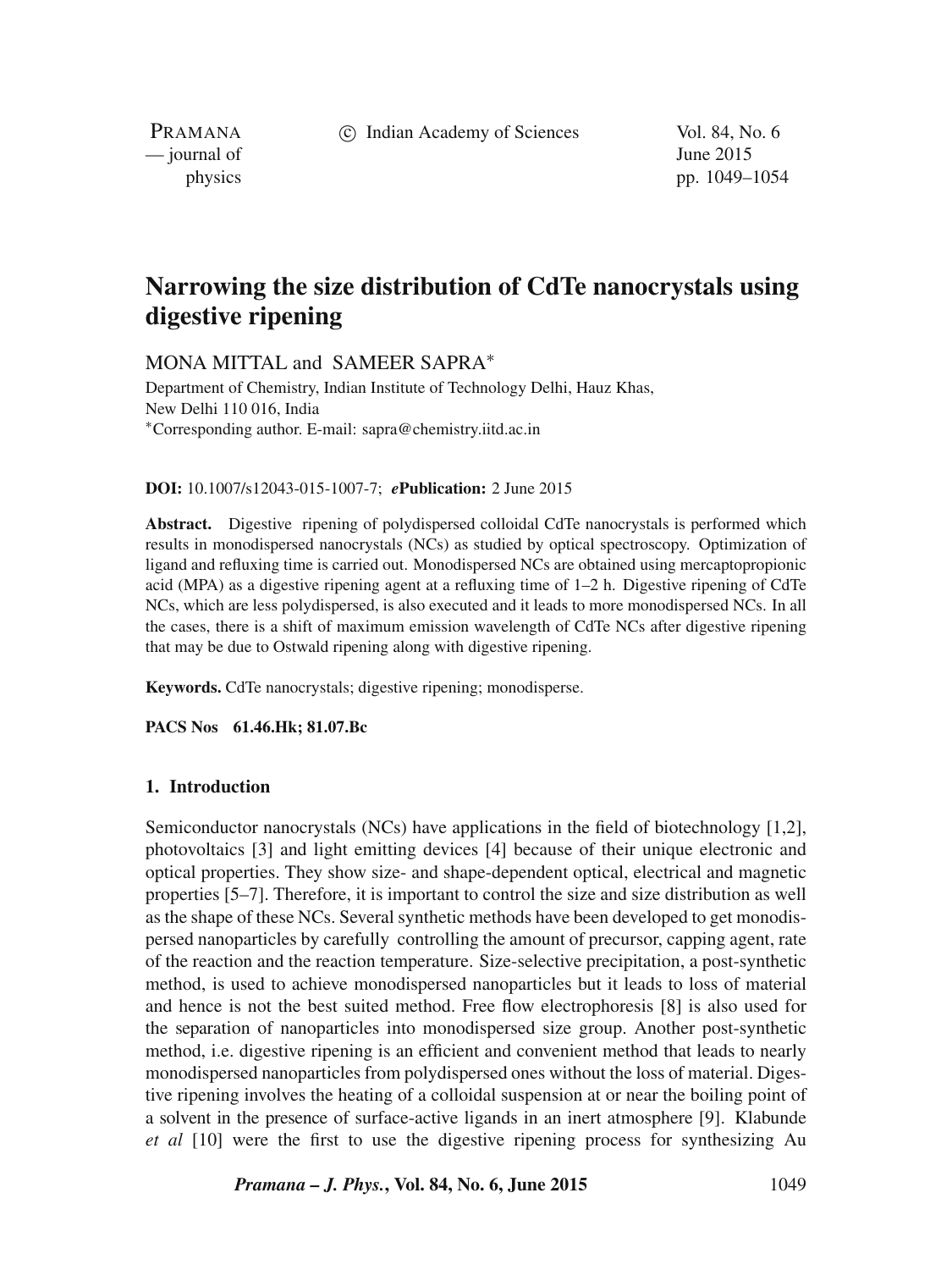# Narrowing the size distribution of CdTe nanocrystals using digestive ripening

MONA MITTAL and SAMEER SAPRA*

Department of Chemistry, Indian Institute of Technology Delhi, Hauz Khas, New Delhi 110 016, India

*Corresponding author. E-mail: sapra@chemistry.iitd.ac.in

**DOI:** 10.1007/s12043-015-1007-7; ***e*Publication:** 2 June 2015

**Abstract.** Digestive ripening of polydispersed colloidal CdTe nanocrystals is performed which results in monodispersed nanocrystals (NCs) as studied by optical spectroscopy. Optimization of ligand and refluxing time is carried out. Monodispersed NCs are obtained using mercaptopropionic acid (MPA) as a digestive ripening agent at a refluxing time of 1–2 h. Digestive ripening of CdTe NCs, which are less polydispersed, is also executed and it leads to more monodispersed NCs. In all the cases, there is a shift of maximum emission wavelength of CdTe NCs after digestive ripening that may be due to Ostwald ripening along with digestive ripening.

**Keywords.** CdTe nanocrystals; digestive ripening; monodisperse.

**PACS Nos** 61.46.Hk; 81.07.Bc

## 1. Introduction

Semiconductor nanocrystals (NCs) have applications in the field of biotechnology [1,2], photovoltaics [3] and light emitting devices [4] because of their unique electronic and optical properties. They show size- and shape-dependent optical, electrical and magnetic properties [5–7]. Therefore, it is important to control the size and size distribution as well as the shape of these NCs. Several synthetic methods have been developed to get monodispersed nanoparticles by carefully controlling the amount of precursor, capping agent, rate of the reaction and the reaction temperature. Size-selective precipitation, a post-synthetic method, is used to achieve monodispersed nanoparticles but it leads to loss of material and hence is not the best suited method. Free flow electrophoresis [8] is also used for the separation of nanoparticles into monodispersed size group. Another post-synthetic method, i.e. digestive ripening is an efficient and convenient method that leads to nearly monodispersed nanoparticles from polydispersed ones without the loss of material. Digestive ripening involves the heating of a colloidal suspension at or near the boiling point of a solvent in the presence of surface-active ligands in an inert atmosphere [9]. Klabunde *et al* [10] were the first to use the digestive ripening process for synthesizing Au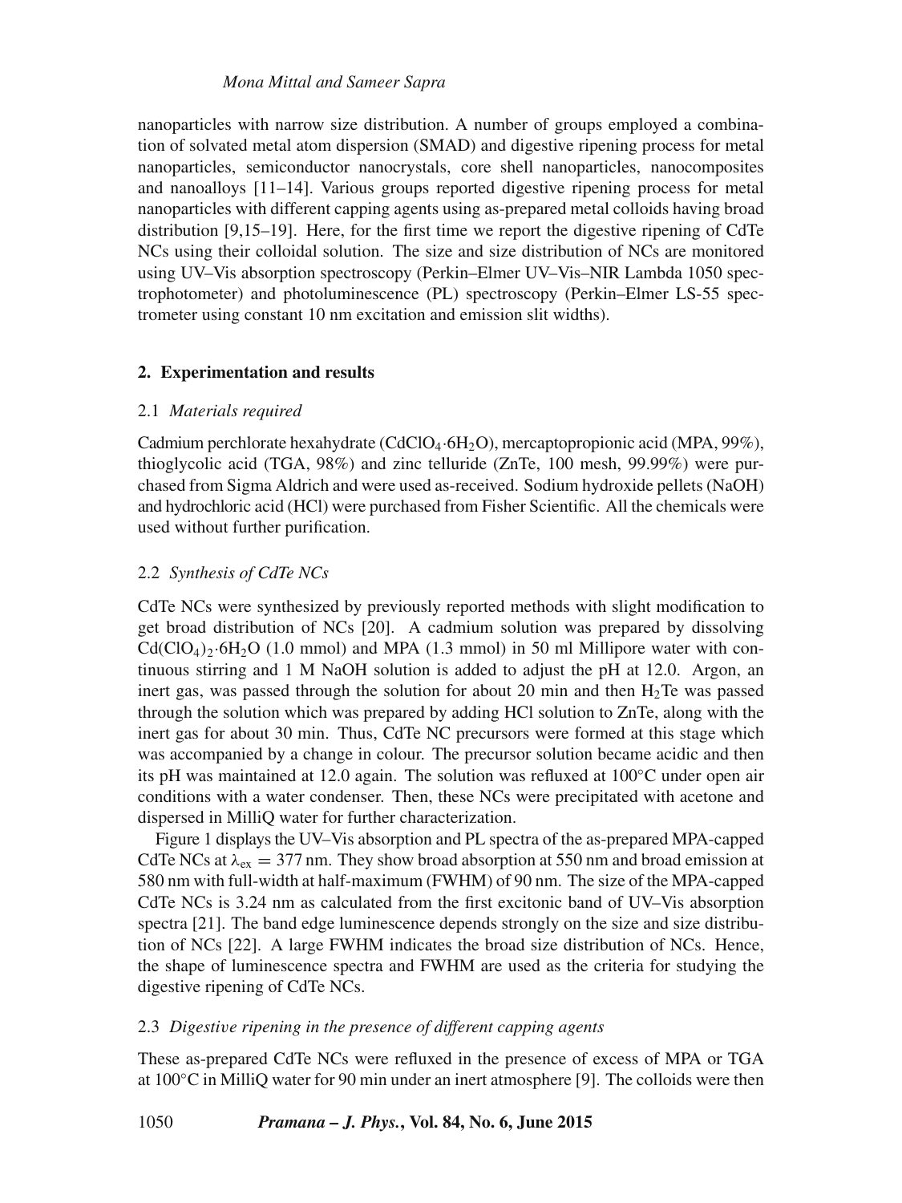nanoparticles with narrow size distribution. A number of groups employed a combination of solvated metal atom dispersion (SMAD) and digestive ripening process for metal nanoparticles, semiconductor nanocrystals, core shell nanoparticles, nanocomposites and nanoalloys [11–14]. Various groups reported digestive ripening process for metal nanoparticles with different capping agents using as-prepared metal colloids having broad distribution [9,15–19]. Here, for the first time we report the digestive ripening of CdTe NCs using their colloidal solution. The size and size distribution of NCs are monitored using UV–Vis absorption spectroscopy (Perkin–Elmer UV–Vis–NIR Lambda 1050 spectrophotometer) and photoluminescence (PL) spectroscopy (Perkin–Elmer LS-55 spectrometer using constant 10 nm excitation and emission slit widths).

## 2. Experimentation and results

### 2.1 *Materials required*

Cadmium perchlorate hexahydrate ($CdClO_4{\cdot}6H_2O$), mercaptopropionic acid (MPA, 99%), thioglycolic acid (TGA, 98%) and zinc telluride (ZnTe, 100 mesh, 99.99%) were purchased from Sigma Aldrich and were used as-received. Sodium hydroxide pellets (NaOH) and hydrochloric acid (HCl) were purchased from Fisher Scientific. All the chemicals were used without further purification.

### 2.2 *Synthesis of CdTe NCs*

CdTe NCs were synthesized by previously reported methods with slight modification to get broad distribution of NCs [20]. A cadmium solution was prepared by dissolving $Cd(ClO_4)_2{\cdot}6H_2O$ (1.0 mmol) and MPA (1.3 mmol) in 50 ml Millipore water with continuous stirring and 1 M NaOH solution is added to adjust the pH at 12.0. Argon, an inert gas, was passed through the solution for about 20 min and then $H_2Te$ was passed through the solution which was prepared by adding HCl solution to ZnTe, along with the inert gas for about 30 min. Thus, CdTe NC precursors were formed at this stage which was accompanied by a change in colour. The precursor solution became acidic and then its pH was maintained at 12.0 again. The solution was refluxed at 100°C under open air conditions with a water condenser. Then, these NCs were precipitated with acetone and dispersed in MilliQ water for further characterization.

Figure 1 displays the UV–Vis absorption and PL spectra of the as-prepared MPA-capped CdTe NCs at $\lambda_{ex} = 377$ nm. They show broad absorption at 550 nm and broad emission at 580 nm with full-width at half-maximum (FWHM) of 90 nm. The size of the MPA-capped CdTe NCs is 3.24 nm as calculated from the first excitonic band of UV–Vis absorption spectra [21]. The band edge luminescence depends strongly on the size and size distribution of NCs [22]. A large FWHM indicates the broad size distribution of NCs. Hence, the shape of luminescence spectra and FWHM are used as the criteria for studying the digestive ripening of CdTe NCs.

### 2.3 *Digestive ripening in the presence of different capping agents*

These as-prepared CdTe NCs were refluxed in the presence of excess of MPA or TGA at 100°C in MilliQ water for 90 min under an inert atmosphere [9]. The colloids were then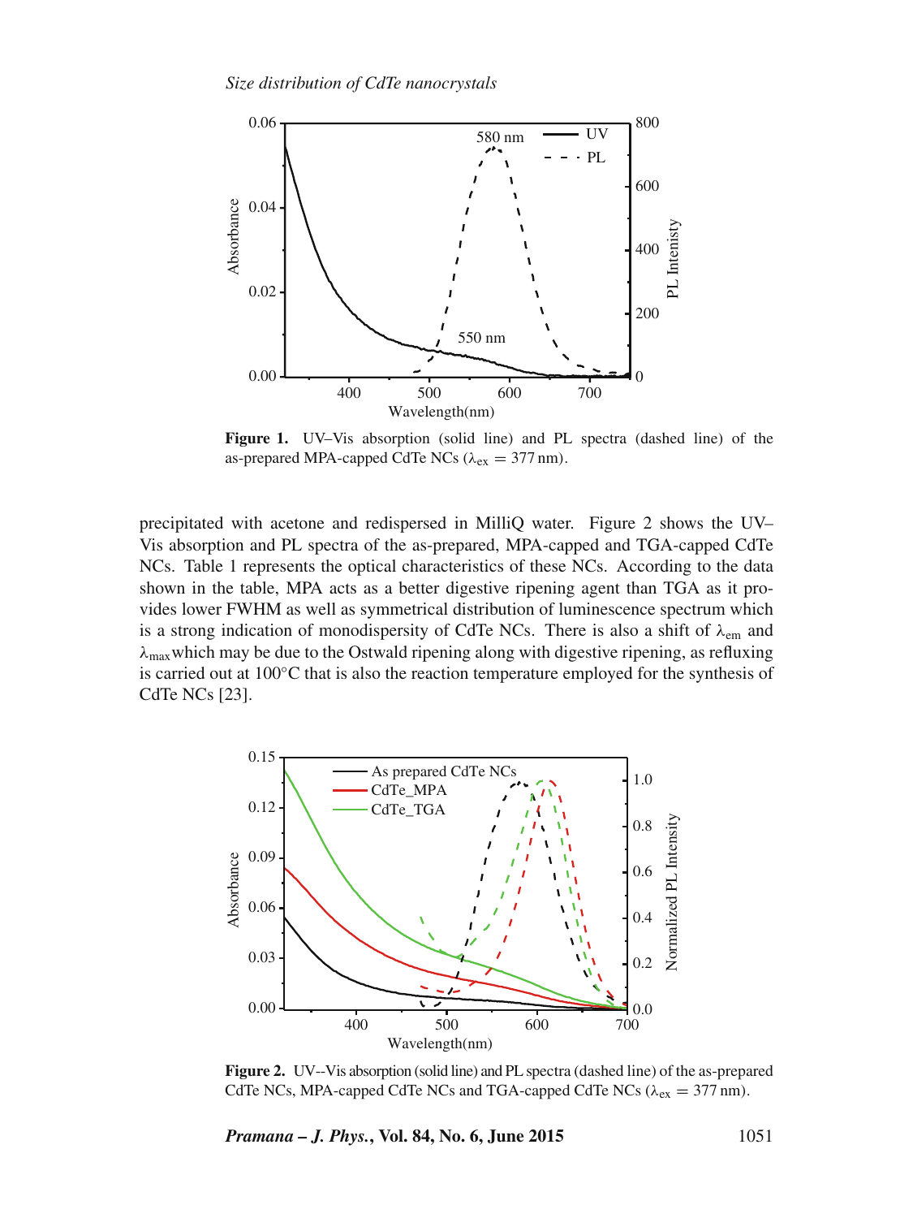Figure 1. UV–Vis absorption (solid line) and PL spectra (dashed line) of the as-prepared MPA-capped CdTe NCs ($\lambda_{ex} = 377$ nm).

precipitated with acetone and redispersed in MilliQ water. Figure 2 shows the UV–Vis absorption and PL spectra of the as-prepared, MPA-capped and TGA-capped CdTe NCs. Table 1 represents the optical characteristics of these NCs. According to the data shown in the table, MPA acts as a better digestive ripening agent than TGA as it provides lower FWHM as well as symmetrical distribution of luminescence spectrum which is a strong indication of monodispersity of CdTe NCs. There is also a shift of $\lambda_{em}$ and $\lambda_{max}$ which may be due to the Ostwald ripening along with digestive ripening, as refluxing is carried out at 100°C that is also the reaction temperature employed for the synthesis of CdTe NCs [23].

Figure 2. UV--Vis absorption (solid line) and PL spectra (dashed line) of the as-prepared CdTe NCs, MPA-capped CdTe NCs and TGA-capped CdTe NCs ($\lambda_{ex} = 377$ nm).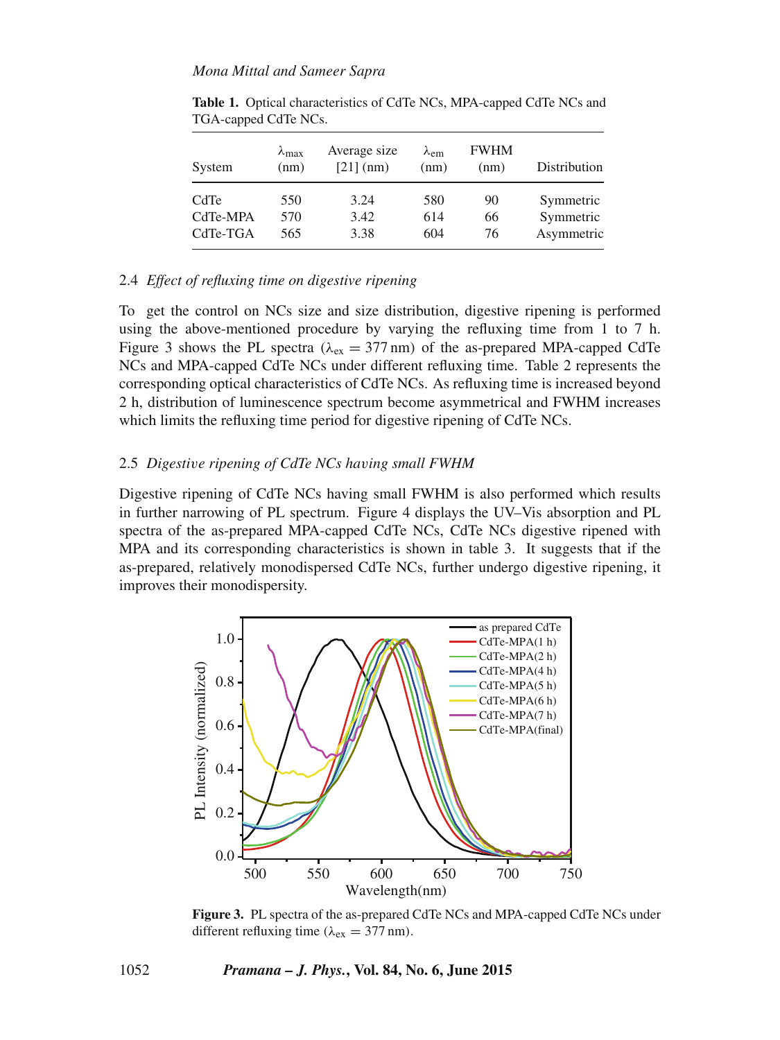**Table 1.** Optical characteristics of CdTe NCs, MPA-capped CdTe NCs and TGA-capped CdTe NCs.

| System | $\lambda_{max}$ (nm) | Average size [21] (nm) | $\lambda_{em}$ (nm) | FWHM (nm) | Distribution |
|---|---|---|---|---|---|
| CdTe | 550 | 3.24 | 580 | 90 | Symmetric |
| CdTe-MPA | 570 | 3.42 | 614 | 66 | Symmetric |
| CdTe-TGA | 565 | 3.38 | 604 | 76 | Asymmetric |

### 2.4 *Effect of refluxing time on digestive ripening*

To get the control on NCs size and size distribution, digestive ripening is performed using the above-mentioned procedure by varying the refluxing time from 1 to 7 h. Figure 3 shows the PL spectra ($\lambda_{ex} = 377$ nm) of the as-prepared MPA-capped CdTe NCs and MPA-capped CdTe NCs under different refluxing time. Table 2 represents the corresponding optical characteristics of CdTe NCs. As refluxing time is increased beyond 2 h, distribution of luminescence spectrum become asymmetrical and FWHM increases which limits the refluxing time period for digestive ripening of CdTe NCs.

### 2.5 *Digestive ripening of CdTe NCs having small FWHM*

Digestive ripening of CdTe NCs having small FWHM is also performed which results in further narrowing of PL spectrum. Figure 4 displays the UV–Vis absorption and PL spectra of the as-prepared MPA-capped CdTe NCs, CdTe NCs digestive ripened with MPA and its corresponding characteristics is shown in table 3. It suggests that if the as-prepared, relatively monodispersed CdTe NCs, further undergo digestive ripening, it improves their monodispersity.

**Figure 3.** PL spectra of the as-prepared CdTe NCs and MPA-capped CdTe NCs under different refluxing time ($\lambda_{ex} = 377$ nm).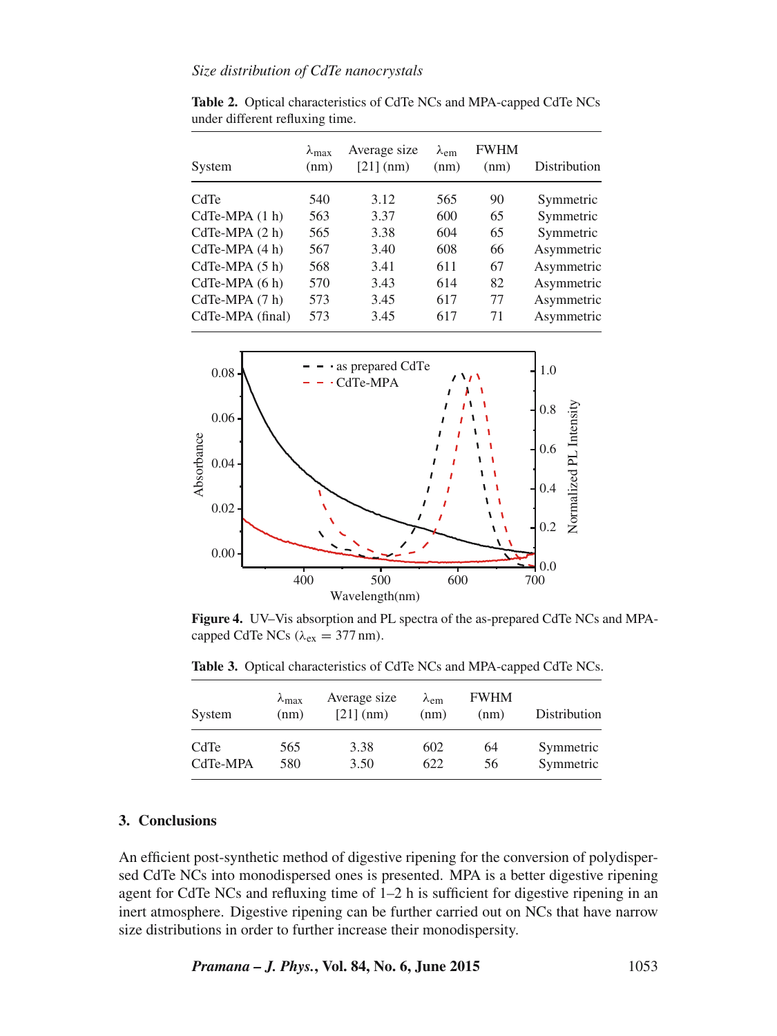**Table 2.** Optical characteristics of CdTe NCs and MPA-capped CdTe NCs under different refluxing time.

| System | $\lambda_{max}$ (nm) | Average size [21] (nm) | $\lambda_{em}$ (nm) | FWHM (nm) | Distribution |
|---|---|---|---|---|---|
| CdTe | 540 | 3.12 | 565 | 90 | Symmetric |
| CdTe-MPA (1 h) | 563 | 3.37 | 600 | 65 | Symmetric |
| CdTe-MPA (2 h) | 565 | 3.38 | 604 | 65 | Symmetric |
| CdTe-MPA (4 h) | 567 | 3.40 | 608 | 66 | Asymmetric |
| CdTe-MPA (5 h) | 568 | 3.41 | 611 | 67 | Asymmetric |
| CdTe-MPA (6 h) | 570 | 3.43 | 614 | 82 | Asymmetric |
| CdTe-MPA (7 h) | 573 | 3.45 | 617 | 77 | Asymmetric |
| CdTe-MPA (final) | 573 | 3.45 | 617 | 71 | Asymmetric |

**Figure 4.** UV–Vis absorption and PL spectra of the as-prepared CdTe NCs and MPA-capped CdTe NCs ($\lambda_{ex} = 377$ nm).

**Table 3.** Optical characteristics of CdTe NCs and MPA-capped CdTe NCs.

| System | $\lambda_{max}$ (nm) | Average size [21] (nm) | $\lambda_{em}$ (nm) | FWHM (nm) | Distribution |
|---|---|---|---|---|---|
| CdTe | 565 | 3.38 | 602 | 64 | Symmetric |
| CdTe-MPA | 580 | 3.50 | 622 | 56 | Symmetric |

## 3. Conclusions

An efficient post-synthetic method of digestive ripening for the conversion of polydispersed CdTe NCs into monodispersed ones is presented. MPA is a better digestive ripening agent for CdTe NCs and refluxing time of 1–2 h is sufficient for digestive ripening in an inert atmosphere. Digestive ripening can be further carried out on NCs that have narrow size distributions in order to further increase their monodispersity.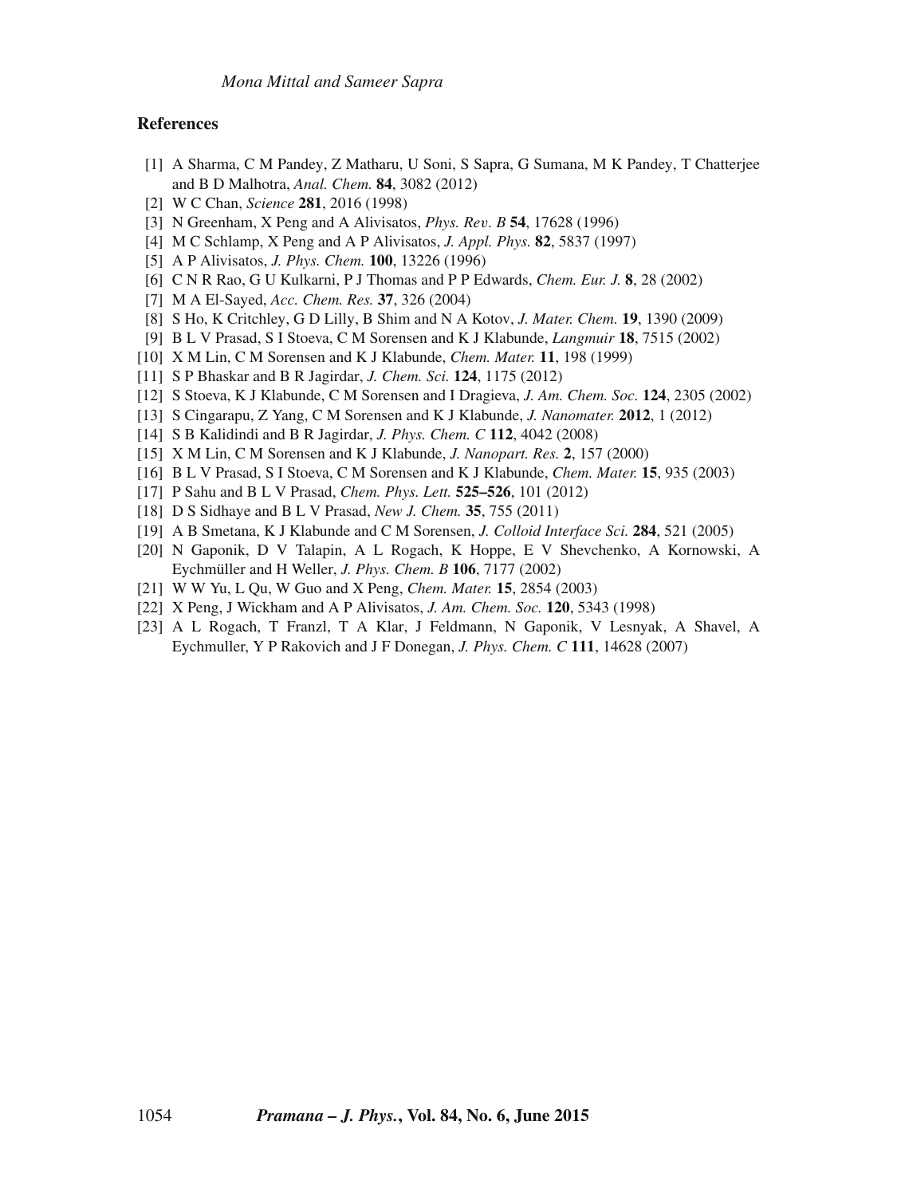## References

[1] A Sharma, C M Pandey, Z Matharu, U Soni, S Sapra, G Sumana, M K Pandey, T Chatterjee and B D Malhotra, *Anal. Chem.* **84**, 3082 (2012)

[2] W C Chan, *Science* **281**, 2016 (1998)

[3] N Greenham, X Peng and A Alivisatos, *Phys. Rev. B* **54**, 17628 (1996)

[4] M C Schlamp, X Peng and A P Alivisatos, *J. Appl. Phys.* **82**, 5837 (1997)

[5] A P Alivisatos, *J. Phys. Chem.* **100**, 13226 (1996)

[6] C N R Rao, G U Kulkarni, P J Thomas and P P Edwards, *Chem. Eur. J.* **8**, 28 (2002)

[7] M A El-Sayed, *Acc. Chem. Res.* **37**, 326 (2004)

[8] S Ho, K Critchley, G D Lilly, B Shim and N A Kotov, *J. Mater. Chem.* **19**, 1390 (2009)

[9] B L V Prasad, S I Stoeva, C M Sorensen and K J Klabunde, *Langmuir* **18**, 7515 (2002)

[10] X M Lin, C M Sorensen and K J Klabunde, *Chem. Mater.* **11**, 198 (1999)

[11] S P Bhaskar and B R Jagirdar, *J. Chem. Sci.* **124**, 1175 (2012)

[12] S Stoeva, K J Klabunde, C M Sorensen and I Dragieva, *J. Am. Chem. Soc.* **124**, 2305 (2002)

[13] S Cingarapu, Z Yang, C M Sorensen and K J Klabunde, *J. Nanomater.* **2012**, 1 (2012)

[14] S B Kalidindi and B R Jagirdar, *J. Phys. Chem. C* **112**, 4042 (2008)

[15] X M Lin, C M Sorensen and K J Klabunde, *J. Nanopart. Res.* **2**, 157 (2000)

[16] B L V Prasad, S I Stoeva, C M Sorensen and K J Klabunde, *Chem. Mater.* **15**, 935 (2003)

[17] P Sahu and B L V Prasad, *Chem. Phys. Lett.* **525–526**, 101 (2012)

[18] D S Sidhaye and B L V Prasad, *New J. Chem.* **35**, 755 (2011)

[19] A B Smetana, K J Klabunde and C M Sorensen, *J. Colloid Interface Sci.* **284**, 521 (2005)

[20] N Gaponik, D V Talapin, A L Rogach, K Hoppe, E V Shevchenko, A Kornowski, A Eychmüller and H Weller, *J. Phys. Chem. B* **106**, 7177 (2002)

[21] W W Yu, L Qu, W Guo and X Peng, *Chem. Mater.* **15**, 2854 (2003)

[22] X Peng, J Wickham and A P Alivisatos, *J. Am. Chem. Soc.* **120**, 5343 (1998)

[23] A L Rogach, T Franzl, T A Klar, J Feldmann, N Gaponik, V Lesnyak, A Shavel, A Eychmuller, Y P Rakovich and J F Donegan, *J. Phys. Chem. C* **111**, 14628 (2007)